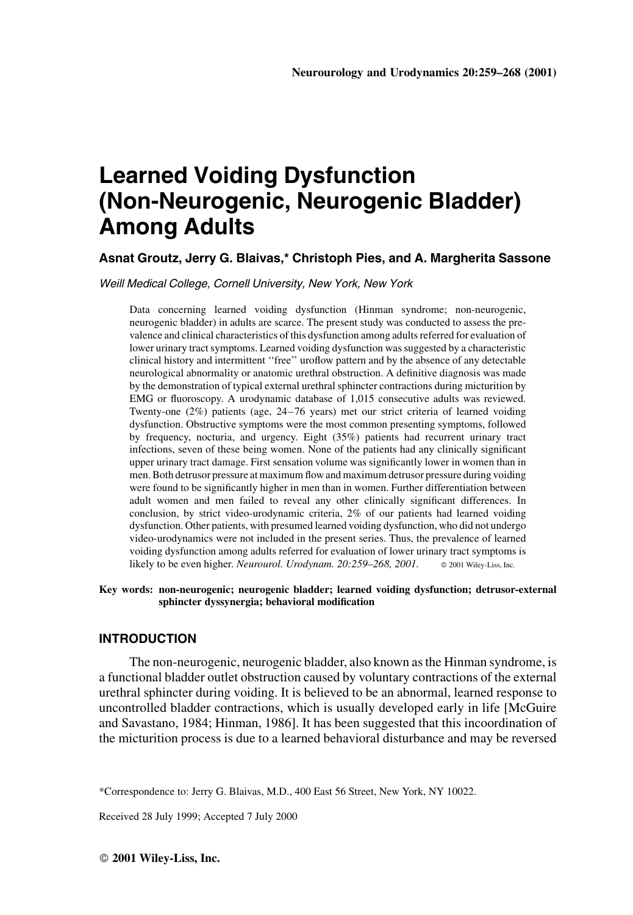# Learned Voiding Dysfunction (Non-Neurogenic, Neurogenic Bladder) Among Adults

**Asnat Groutz, Jerry G. Blaivas,* Christoph Pies, and A. Margherita Sassone**

*Weill Medical College, Cornell University, New York, New York*

Data concerning learned voiding dysfunction (Hinman syndrome; non-neurogenic, neurogenic bladder) in adults are scarce. The present study was conducted to assess the prevalence and clinical characteristics of this dysfunction among adults referred for evaluation of lower urinary tract symptoms. Learned voiding dysfunction was suggested by a characteristic clinical history and intermittent "free" uroflow pattern and by the absence of any detectable neurological abnormality or anatomic urethral obstruction. A definitive diagnosis was made by the demonstration of typical external urethral sphincter contractions during micturition by EMG or fluoroscopy. A urodynamic database of 1,015 consecutive adults was reviewed. Twenty-one (2%) patients (age, 24–76 years) met our strict criteria of learned voiding dysfunction. Obstructive symptoms were the most common presenting symptoms, followed by frequency, nocturia, and urgency. Eight (35%) patients had recurrent urinary tract infections, seven of these being women. None of the patients had any clinically significant upper urinary tract damage. First sensation volume was significantly lower in women than in men. Both detrusor pressure at maximum flow and maximum detrusor pressure during voiding were found to be significantly higher in men than in women. Further differentiation between adult women and men failed to reveal any other clinically significant differences. In conclusion, by strict video-urodynamic criteria, 2% of our patients had learned voiding dysfunction. Other patients, with presumed learned voiding dysfunction, who did not undergo video-urodynamics were not included in the present series. Thus, the prevalence of learned voiding dysfunction among adults referred for evaluation of lower urinary tract symptoms is likely to be even higher. *Neurourol. Urodynam. 20:259–268, 2001.* © 2001 Wiley-Liss, Inc.

**Key words: non-neurogenic; neurogenic bladder; learned voiding dysfunction; detrusor-external sphincter dyssynergia; behavioral modification**

## INTRODUCTION

The non-neurogenic, neurogenic bladder, also known as the Hinman syndrome, is a functional bladder outlet obstruction caused by voluntary contractions of the external urethral sphincter during voiding. It is believed to be an abnormal, learned response to uncontrolled bladder contractions, which is usually developed early in life [McGuire and Savastano, 1984; Hinman, 1986]. It has been suggested that this incoordination of the micturition process is due to a learned behavioral disturbance and may be reversed

*Correspondence to: Jerry G. Blaivas, M.D., 400 East 56 Street, New York, NY 10022.

Received 28 July 1999; Accepted 7 July 2000

© 2001 Wiley-Liss, Inc.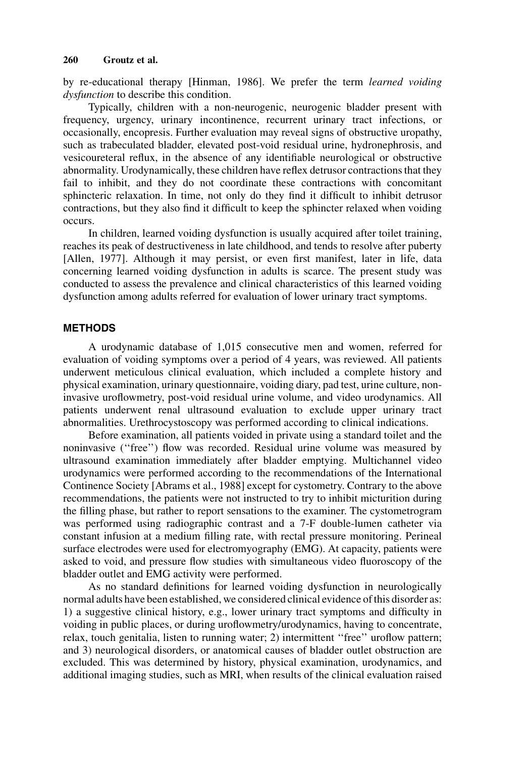by re-educational therapy [Hinman, 1986]. We prefer the term *learned voiding dysfunction* to describe this condition.

Typically, children with a non-neurogenic, neurogenic bladder present with frequency, urgency, urinary incontinence, recurrent urinary tract infections, or occasionally, encopresis. Further evaluation may reveal signs of obstructive uropathy, such as trabeculated bladder, elevated post-void residual urine, hydronephrosis, and vesicoureteral reflux, in the absence of any identifiable neurological or obstructive abnormality. Urodynamically, these children have reflex detrusor contractions that they fail to inhibit, and they do not coordinate these contractions with concomitant sphincteric relaxation. In time, not only do they find it difficult to inhibit detrusor contractions, but they also find it difficult to keep the sphincter relaxed when voiding occurs.

In children, learned voiding dysfunction is usually acquired after toilet training, reaches its peak of destructiveness in late childhood, and tends to resolve after puberty [Allen, 1977]. Although it may persist, or even first manifest, later in life, data concerning learned voiding dysfunction in adults is scarce. The present study was conducted to assess the prevalence and clinical characteristics of this learned voiding dysfunction among adults referred for evaluation of lower urinary tract symptoms.

## METHODS

A urodynamic database of 1,015 consecutive men and women, referred for evaluation of voiding symptoms over a period of 4 years, was reviewed. All patients underwent meticulous clinical evaluation, which included a complete history and physical examination, urinary questionnaire, voiding diary, pad test, urine culture, non-invasive uroflowmetry, post-void residual urine volume, and video urodynamics. All patients underwent renal ultrasound evaluation to exclude upper urinary tract abnormalities. Urethrocystoscopy was performed according to clinical indications.

Before examination, all patients voided in private using a standard toilet and the noninvasive (''free'') flow was recorded. Residual urine volume was measured by ultrasound examination immediately after bladder emptying. Multichannel video urodynamics were performed according to the recommendations of the International Continence Society [Abrams et al., 1988] except for cystometry. Contrary to the above recommendations, the patients were not instructed to try to inhibit micturition during the filling phase, but rather to report sensations to the examiner. The cystometrogram was performed using radiographic contrast and a 7-F double-lumen catheter via constant infusion at a medium filling rate, with rectal pressure monitoring. Perineal surface electrodes were used for electromyography (EMG). At capacity, patients were asked to void, and pressure flow studies with simultaneous video fluoroscopy of the bladder outlet and EMG activity were performed.

As no standard definitions for learned voiding dysfunction in neurologically normal adults have been established, we considered clinical evidence of this disorder as: 1) a suggestive clinical history, e.g., lower urinary tract symptoms and difficulty in voiding in public places, or during uroflowmetry/urodynamics, having to concentrate, relax, touch genitalia, listen to running water; 2) intermittent ''free'' uroflow pattern; and 3) neurological disorders, or anatomical causes of bladder outlet obstruction are excluded. This was determined by history, physical examination, urodynamics, and additional imaging studies, such as MRI, when results of the clinical evaluation raised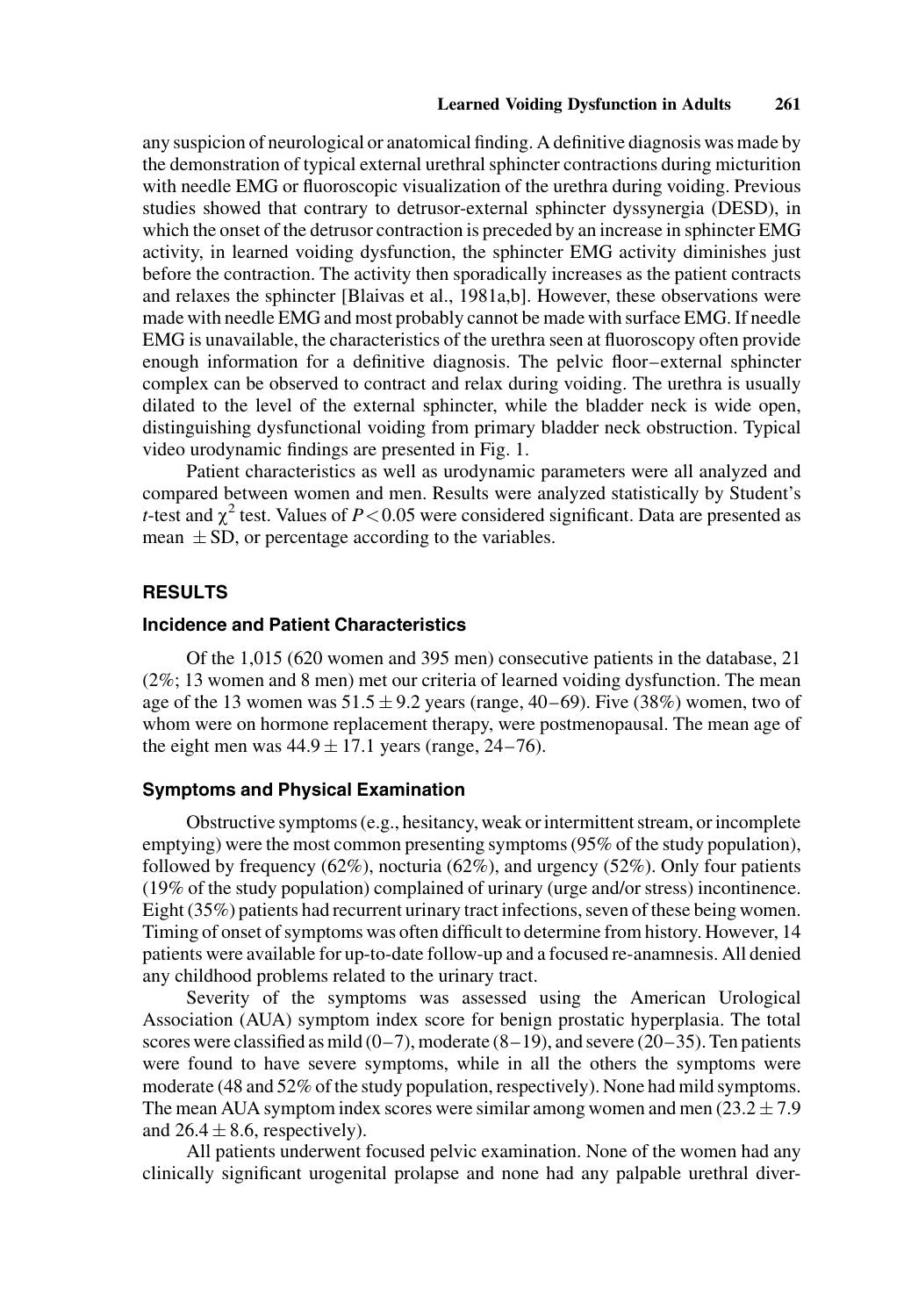any suspicion of neurological or anatomical finding. A definitive diagnosis was made by the demonstration of typical external urethral sphincter contractions during micturition with needle EMG or fluoroscopic visualization of the urethra during voiding. Previous studies showed that contrary to detrusor-external sphincter dyssynergia (DESD), in which the onset of the detrusor contraction is preceded by an increase in sphincter EMG activity, in learned voiding dysfunction, the sphincter EMG activity diminishes just before the contraction. The activity then sporadically increases as the patient contracts and relaxes the sphincter [Blaivas et al., 1981a,b]. However, these observations were made with needle EMG and most probably cannot be made with surface EMG. If needle EMG is unavailable, the characteristics of the urethra seen at fluoroscopy often provide enough information for a definitive diagnosis. The pelvic floor–external sphincter complex can be observed to contract and relax during voiding. The urethra is usually dilated to the level of the external sphincter, while the bladder neck is wide open, distinguishing dysfunctional voiding from primary bladder neck obstruction. Typical video urodynamic findings are presented in Fig. 1.

Patient characteristics as well as urodynamic parameters were all analyzed and compared between women and men. Results were analyzed statistically by Student's *t*-test and $\chi^2$ test. Values of $P < 0.05$ were considered significant. Data are presented as mean $\pm$ SD, or percentage according to the variables.

## RESULTS

### Incidence and Patient Characteristics

Of the 1,015 (620 women and 395 men) consecutive patients in the database, 21 (2%; 13 women and 8 men) met our criteria of learned voiding dysfunction. The mean age of the 13 women was $51.5 \pm 9.2$ years (range, 40–69). Five (38%) women, two of whom were on hormone replacement therapy, were postmenopausal. The mean age of the eight men was $44.9 \pm 17.1$ years (range, 24–76).

### Symptoms and Physical Examination

Obstructive symptoms (e.g., hesitancy, weak or intermittent stream, or incomplete emptying) were the most common presenting symptoms (95% of the study population), followed by frequency (62%), nocturia (62%), and urgency (52%). Only four patients (19% of the study population) complained of urinary (urge and/or stress) incontinence. Eight (35%) patients had recurrent urinary tract infections, seven of these being women. Timing of onset of symptoms was often difficult to determine from history. However, 14 patients were available for up-to-date follow-up and a focused re-anamnesis. All denied any childhood problems related to the urinary tract.

Severity of the symptoms was assessed using the American Urological Association (AUA) symptom index score for benign prostatic hyperplasia. The total scores were classified as mild (0–7), moderate (8–19), and severe (20–35). Ten patients were found to have severe symptoms, while in all the others the symptoms were moderate (48 and 52% of the study population, respectively). None had mild symptoms. The mean AUA symptom index scores were similar among women and men ($23.2 \pm 7.9$ and $26.4 \pm 8.6$, respectively).

All patients underwent focused pelvic examination. None of the women had any clinically significant urogenital prolapse and none had any palpable urethral diver-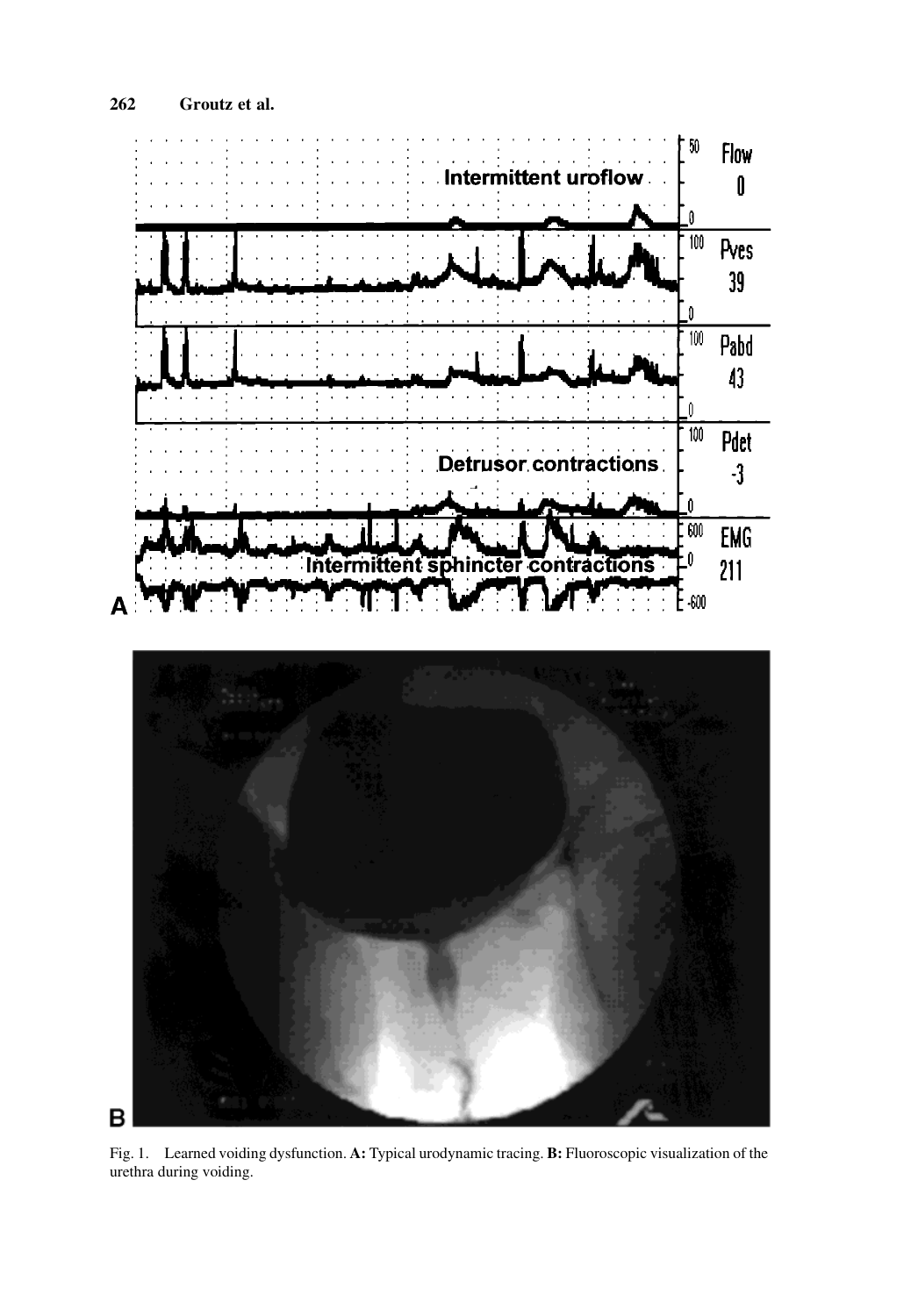Fig. 1. Learned voiding dysfunction. **A:** Typical urodynamic tracing. **B:** Fluoroscopic visualization of the urethra during voiding.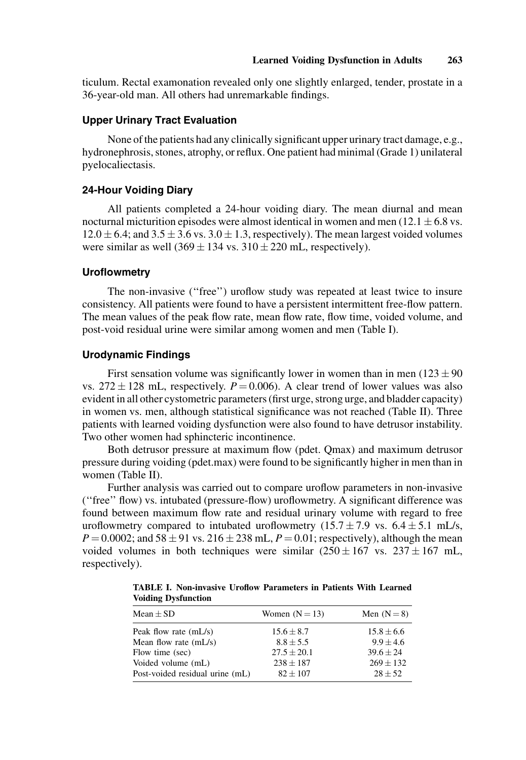ticulum. Rectal examonation revealed only one slightly enlarged, tender, prostate in a 36-year-old man. All others had unremarkable findings.

### Upper Urinary Tract Evaluation

None of the patients had any clinically significant upper urinary tract damage, e.g., hydronephrosis, stones, atrophy, or reflux. One patient had minimal (Grade 1) unilateral pyelocaliectasis.

### 24-Hour Voiding Diary

All patients completed a 24-hour voiding diary. The mean diurnal and mean nocturnal micturition episodes were almost identical in women and men ($12.1 \pm 6.8$ vs. $12.0 \pm 6.4$; and $3.5 \pm 3.6$ vs. $3.0 \pm 1.3$, respectively). The mean largest voided volumes were similar as well ($369 \pm 134$ vs. $310 \pm 220$ mL, respectively).

### Uroflowmetry

The non-invasive (''free'') uroflow study was repeated at least twice to insure consistency. All patients were found to have a persistent intermittent free-flow pattern. The mean values of the peak flow rate, mean flow rate, flow time, voided volume, and post-void residual urine were similar among women and men (Table I).

### Urodynamic Findings

First sensation volume was significantly lower in women than in men ($123 \pm 90$ vs. $272 \pm 128$ mL, respectively. $P = 0.006$). A clear trend of lower values was also evident in all other cystometric parameters (first urge, strong urge, and bladder capacity) in women vs. men, although statistical significance was not reached (Table II). Three patients with learned voiding dysfunction were also found to have detrusor instability. Two other women had sphincteric incontinence.

Both detrusor pressure at maximum flow (pdet. Qmax) and maximum detrusor pressure during voiding (pdet.max) were found to be significantly higher in men than in women (Table II).

Further analysis was carried out to compare uroflow parameters in non-invasive (''free'' flow) vs. intubated (pressure-flow) uroflowmetry. A significant difference was found between maximum flow rate and residual urinary volume with regard to free uroflowmetry compared to intubated uroflowmetry ($15.7 \pm 7.9$ vs. $6.4 \pm 5.1$ mL/s, $P = 0.0002$; and $58 \pm 91$ vs. $216 \pm 238$ mL, $P = 0.01$; respectively), although the mean voided volumes in both techniques were similar ($250 \pm 167$ vs. $237 \pm 167$ mL, respectively).

**TABLE I. Non-invasive Uroflow Parameters in Patients With Learned Voiding Dysfunction**

| Mean ± SD | Women (N = 13) | Men (N = 8) |
|---|---|---|
| Peak flow rate (mL/s) | $15.6 \pm 8.7$ | $15.8 \pm 6.6$ |
| Mean flow rate (mL/s) | $8.8 \pm 5.5$ | $9.9 \pm 4.6$ |
| Flow time (sec) | $27.5 \pm 20.1$ | $39.6 \pm 24$ |
| Voided volume (mL) | $238 \pm 187$ | $269 \pm 132$ |
| Post-voided residual urine (mL) | $82 \pm 107$ | $28 \pm 52$ |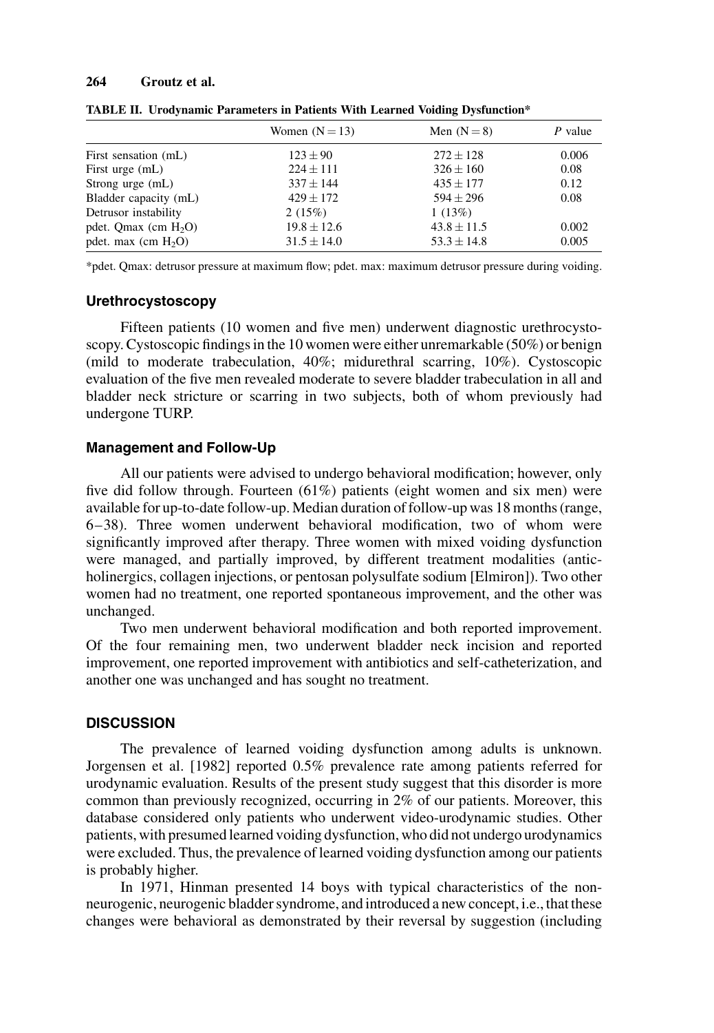**TABLE II. Urodynamic Parameters in Patients With Learned Voiding Dysfunction***

| | Women (N = 13) | Men (N = 8) | *P* value |
|---|---|---|---|
| First sensation (mL) | 123 ± 90 | 272 ± 128 | 0.006 |
| First urge (mL) | 224 ± 111 | 326 ± 160 | 0.08 |
| Strong urge (mL) | 337 ± 144 | 435 ± 177 | 0.12 |
| Bladder capacity (mL) | 429 ± 172 | 594 ± 296 | 0.08 |
| Detrusor instability | 2 (15%) | 1 (13%) | |
| pdet. Qmax (cm $H_2O$) | 19.8 ± 12.6 | 43.8 ± 11.5 | 0.002 |
| pdet. max (cm $H_2O$) | 31.5 ± 14.0 | 53.3 ± 14.8 | 0.005 |

*pdet. Qmax: detrusor pressure at maximum flow; pdet. max: maximum detrusor pressure during voiding.

### Urethrocystoscopy

Fifteen patients (10 women and five men) underwent diagnostic urethrocystoscopy. Cystoscopic findings in the 10 women were either unremarkable (50%) or benign (mild to moderate trabeculation, 40%; midurethral scarring, 10%). Cystoscopic evaluation of the five men revealed moderate to severe bladder trabeculation in all and bladder neck stricture or scarring in two subjects, both of whom previously had undergone TURP.

### Management and Follow-Up

All our patients were advised to undergo behavioral modification; however, only five did follow through. Fourteen (61%) patients (eight women and six men) were available for up-to-date follow-up. Median duration of follow-up was 18 months (range, 6–38). Three women underwent behavioral modification, two of whom were significantly improved after therapy. Three women with mixed voiding dysfunction were managed, and partially improved, by different treatment modalities (anticholinergics, collagen injections, or pentosan polysulfate sodium [Elmiron]). Two other women had no treatment, one reported spontaneous improvement, and the other was unchanged.

Two men underwent behavioral modification and both reported improvement. Of the four remaining men, two underwent bladder neck incision and reported improvement, one reported improvement with antibiotics and self-catheterization, and another one was unchanged and has sought no treatment.

## DISCUSSION

The prevalence of learned voiding dysfunction among adults is unknown. Jorgensen et al. [1982] reported 0.5% prevalence rate among patients referred for urodynamic evaluation. Results of the present study suggest that this disorder is more common than previously recognized, occurring in 2% of our patients. Moreover, this database considered only patients who underwent video-urodynamic studies. Other patients, with presumed learned voiding dysfunction, who did not undergo urodynamics were excluded. Thus, the prevalence of learned voiding dysfunction among our patients is probably higher.

In 1971, Hinman presented 14 boys with typical characteristics of the non-neurogenic, neurogenic bladder syndrome, and introduced a new concept, i.e., that these changes were behavioral as demonstrated by their reversal by suggestion (including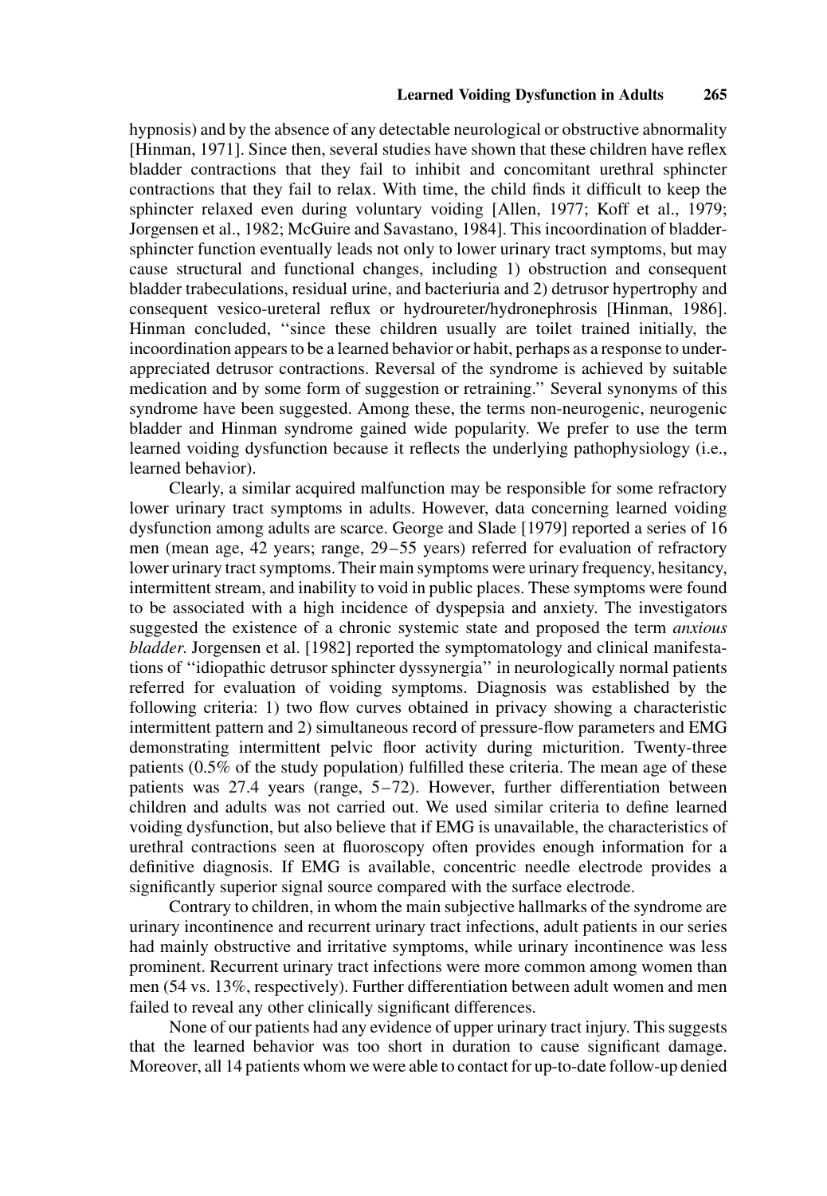hypnosis) and by the absence of any detectable neurological or obstructive abnormality [Hinman, 1971]. Since then, several studies have shown that these children have reflex bladder contractions that they fail to inhibit and concomitant urethral sphincter contractions that they fail to relax. With time, the child finds it difficult to keep the sphincter relaxed even during voluntary voiding [Allen, 1977; Koff et al., 1979; Jorgensen et al., 1982; McGuire and Savastano, 1984]. This incoordination of bladder-sphincter function eventually leads not only to lower urinary tract symptoms, but may cause structural and functional changes, including 1) obstruction and consequent bladder trabeculations, residual urine, and bacteriuria and 2) detrusor hypertrophy and consequent vesico-ureteral reflux or hydroureter/hydronephrosis [Hinman, 1986]. Hinman concluded, ''since these children usually are toilet trained initially, the incoordination appears to be a learned behavior or habit, perhaps as a response to under-appreciated detrusor contractions. Reversal of the syndrome is achieved by suitable medication and by some form of suggestion or retraining.'' Several synonyms of this syndrome have been suggested. Among these, the terms non-neurogenic, neurogenic bladder and Hinman syndrome gained wide popularity. We prefer to use the term learned voiding dysfunction because it reflects the underlying pathophysiology (i.e., learned behavior).

Clearly, a similar acquired malfunction may be responsible for some refractory lower urinary tract symptoms in adults. However, data concerning learned voiding dysfunction among adults are scarce. George and Slade [1979] reported a series of 16 men (mean age, 42 years; range, 29–55 years) referred for evaluation of refractory lower urinary tract symptoms. Their main symptoms were urinary frequency, hesitancy, intermittent stream, and inability to void in public places. These symptoms were found to be associated with a high incidence of dyspepsia and anxiety. The investigators suggested the existence of a chronic systemic state and proposed the term *anxious bladder*. Jorgensen et al. [1982] reported the symptomatology and clinical manifestations of ''idiopathic detrusor sphincter dyssynergia'' in neurologically normal patients referred for evaluation of voiding symptoms. Diagnosis was established by the following criteria: 1) two flow curves obtained in privacy showing a characteristic intermittent pattern and 2) simultaneous record of pressure-flow parameters and EMG demonstrating intermittent pelvic floor activity during micturition. Twenty-three patients (0.5% of the study population) fulfilled these criteria. The mean age of these patients was 27.4 years (range, 5–72). However, further differentiation between children and adults was not carried out. We used similar criteria to define learned voiding dysfunction, but also believe that if EMG is unavailable, the characteristics of urethral contractions seen at fluoroscopy often provides enough information for a definitive diagnosis. If EMG is available, concentric needle electrode provides a significantly superior signal source compared with the surface electrode.

Contrary to children, in whom the main subjective hallmarks of the syndrome are urinary incontinence and recurrent urinary tract infections, adult patients in our series had mainly obstructive and irritative symptoms, while urinary incontinence was less prominent. Recurrent urinary tract infections were more common among women than men (54 vs. 13%, respectively). Further differentiation between adult women and men failed to reveal any other clinically significant differences.

None of our patients had any evidence of upper urinary tract injury. This suggests that the learned behavior was too short in duration to cause significant damage. Moreover, all 14 patients whom we were able to contact for up-to-date follow-up denied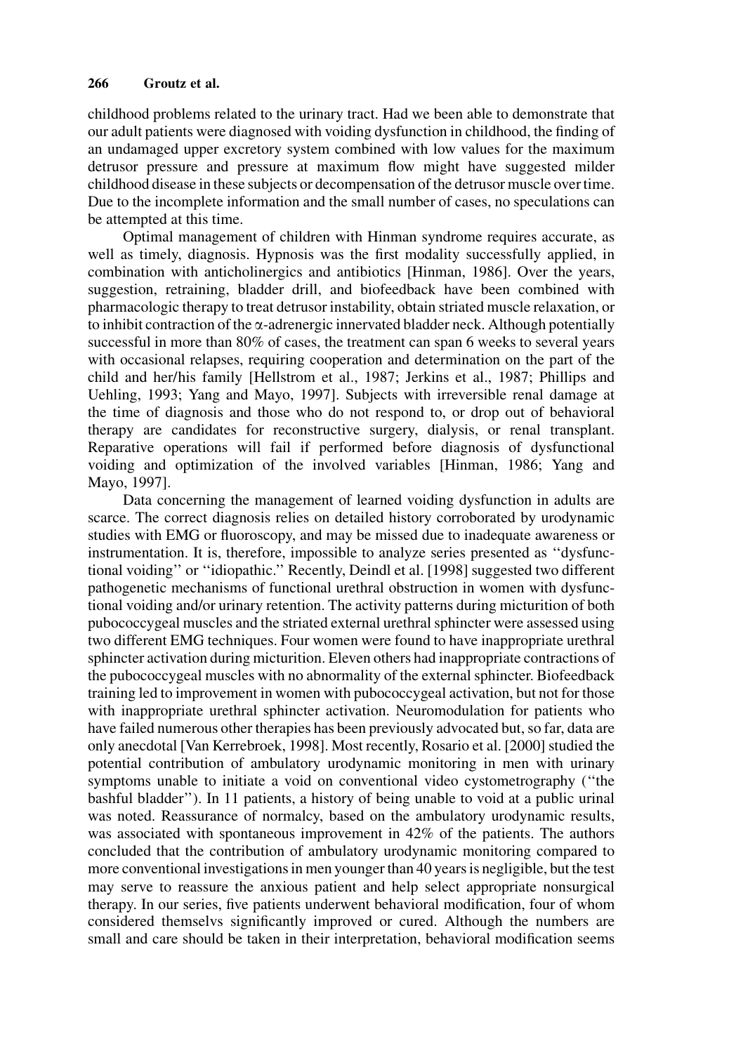childhood problems related to the urinary tract. Had we been able to demonstrate that our adult patients were diagnosed with voiding dysfunction in childhood, the finding of an undamaged upper excretory system combined with low values for the maximum detrusor pressure and pressure at maximum flow might have suggested milder childhood disease in these subjects or decompensation of the detrusor muscle over time. Due to the incomplete information and the small number of cases, no speculations can be attempted at this time.

Optimal management of children with Hinman syndrome requires accurate, as well as timely, diagnosis. Hypnosis was the first modality successfully applied, in combination with anticholinergics and antibiotics [Hinman, 1986]. Over the years, suggestion, retraining, bladder drill, and biofeedback have been combined with pharmacologic therapy to treat detrusor instability, obtain striated muscle relaxation, or to inhibit contraction of the $\alpha$-adrenergic innervated bladder neck. Although potentially successful in more than 80% of cases, the treatment can span 6 weeks to several years with occasional relapses, requiring cooperation and determination on the part of the child and her/his family [Hellstrom et al., 1987; Jerkins et al., 1987; Phillips and Uehling, 1993; Yang and Mayo, 1997]. Subjects with irreversible renal damage at the time of diagnosis and those who do not respond to, or drop out of behavioral therapy are candidates for reconstructive surgery, dialysis, or renal transplant. Reparative operations will fail if performed before diagnosis of dysfunctional voiding and optimization of the involved variables [Hinman, 1986; Yang and Mayo, 1997].

Data concerning the management of learned voiding dysfunction in adults are scarce. The correct diagnosis relies on detailed history corroborated by urodynamic studies with EMG or fluoroscopy, and may be missed due to inadequate awareness or instrumentation. It is, therefore, impossible to analyze series presented as ''dysfunctional voiding'' or ''idiopathic.'' Recently, Deindl et al. [1998] suggested two different pathogenetic mechanisms of functional urethral obstruction in women with dysfunctional voiding and/or urinary retention. The activity patterns during micturition of both pubococcygeal muscles and the striated external urethral sphincter were assessed using two different EMG techniques. Four women were found to have inappropriate urethral sphincter activation during micturition. Eleven others had inappropriate contractions of the pubococcygeal muscles with no abnormality of the external sphincter. Biofeedback training led to improvement in women with pubococcygeal activation, but not for those with inappropriate urethral sphincter activation. Neuromodulation for patients who have failed numerous other therapies has been previously advocated but, so far, data are only anecdotal [Van Kerrebroek, 1998]. Most recently, Rosario et al. [2000] studied the potential contribution of ambulatory urodynamic monitoring in men with urinary symptoms unable to initiate a void on conventional video cystometrography (''the bashful bladder''). In 11 patients, a history of being unable to void at a public urinal was noted. Reassurance of normalcy, based on the ambulatory urodynamic results, was associated with spontaneous improvement in 42% of the patients. The authors concluded that the contribution of ambulatory urodynamic monitoring compared to more conventional investigations in men younger than 40 years is negligible, but the test may serve to reassure the anxious patient and help select appropriate nonsurgical therapy. In our series, five patients underwent behavioral modification, four of whom considered themselvs significantly improved or cured. Although the numbers are small and care should be taken in their interpretation, behavioral modification seems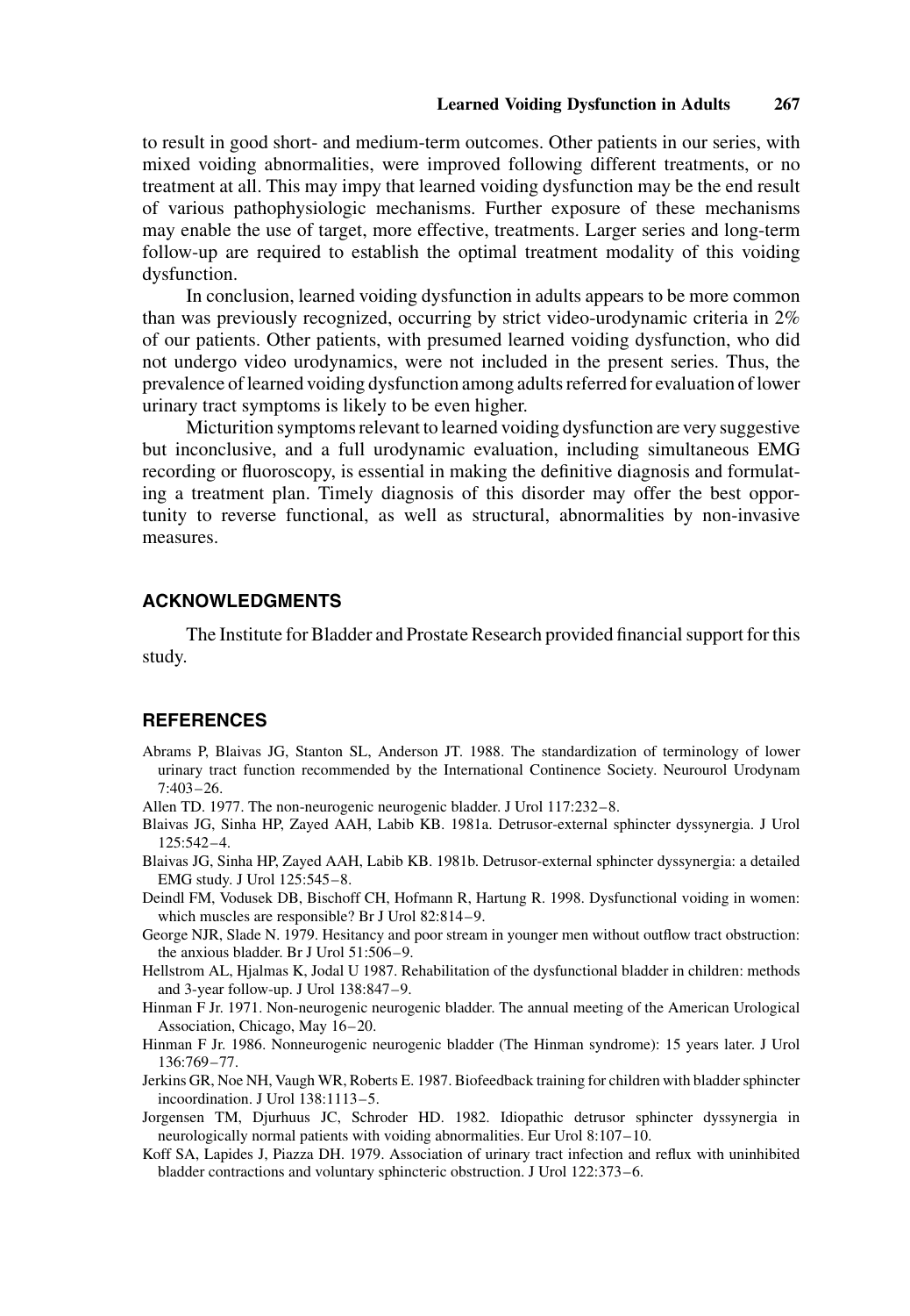to result in good short- and medium-term outcomes. Other patients in our series, with mixed voiding abnormalities, were improved following different treatments, or no treatment at all. This may impy that learned voiding dysfunction may be the end result of various pathophysiologic mechanisms. Further exposure of these mechanisms may enable the use of target, more effective, treatments. Larger series and long-term follow-up are required to establish the optimal treatment modality of this voiding dysfunction.

In conclusion, learned voiding dysfunction in adults appears to be more common than was previously recognized, occurring by strict video-urodynamic criteria in 2% of our patients. Other patients, with presumed learned voiding dysfunction, who did not undergo video urodynamics, were not included in the present series. Thus, the prevalence of learned voiding dysfunction among adults referred for evaluation of lower urinary tract symptoms is likely to be even higher.

Micturition symptoms relevant to learned voiding dysfunction are very suggestive but inconclusive, and a full urodynamic evaluation, including simultaneous EMG recording or fluoroscopy, is essential in making the definitive diagnosis and formulating a treatment plan. Timely diagnosis of this disorder may offer the best opportunity to reverse functional, as well as structural, abnormalities by non-invasive measures.

## ACKNOWLEDGMENTS

The Institute for Bladder and Prostate Research provided financial support for this study.

## REFERENCES

Abrams P, Blaivas JG, Stanton SL, Anderson JT. 1988. The standardization of terminology of lower urinary tract function recommended by the International Continence Society. Neurourol Urodynam 7:403–26.

Allen TD. 1977. The non-neurogenic neurogenic bladder. J Urol 117:232–8.

Blaivas JG, Sinha HP, Zayed AAH, Labib KB. 1981a. Detrusor-external sphincter dyssynergia. J Urol 125:542–4.

Blaivas JG, Sinha HP, Zayed AAH, Labib KB. 1981b. Detrusor-external sphincter dyssynergia: a detailed EMG study. J Urol 125:545–8.

Deindl FM, Vodusek DB, Bischoff CH, Hofmann R, Hartung R. 1998. Dysfunctional voiding in women: which muscles are responsible? Br J Urol 82:814–9.

George NJR, Slade N. 1979. Hesitancy and poor stream in younger men without outflow tract obstruction: the anxious bladder. Br J Urol 51:506–9.

Hellstrom AL, Hjalmas K, Jodal U 1987. Rehabilitation of the dysfunctional bladder in children: methods and 3-year follow-up. J Urol 138:847–9.

Hinman F Jr. 1971. Non-neurogenic neurogenic bladder. The annual meeting of the American Urological Association, Chicago, May 16–20.

Hinman F Jr. 1986. Nonneurogenic neurogenic bladder (The Hinman syndrome): 15 years later. J Urol 136:769–77.

Jerkins GR, Noe NH, Vaugh WR, Roberts E. 1987. Biofeedback training for children with bladder sphincter incoordination. J Urol 138:1113–5.

Jorgensen TM, Djurhuus JC, Schroder HD. 1982. Idiopathic detrusor sphincter dyssynergia in neurologically normal patients with voiding abnormalities. Eur Urol 8:107–10.

Koff SA, Lapides J, Piazza DH. 1979. Association of urinary tract infection and reflux with uninhibited bladder contractions and voluntary sphincteric obstruction. J Urol 122:373–6.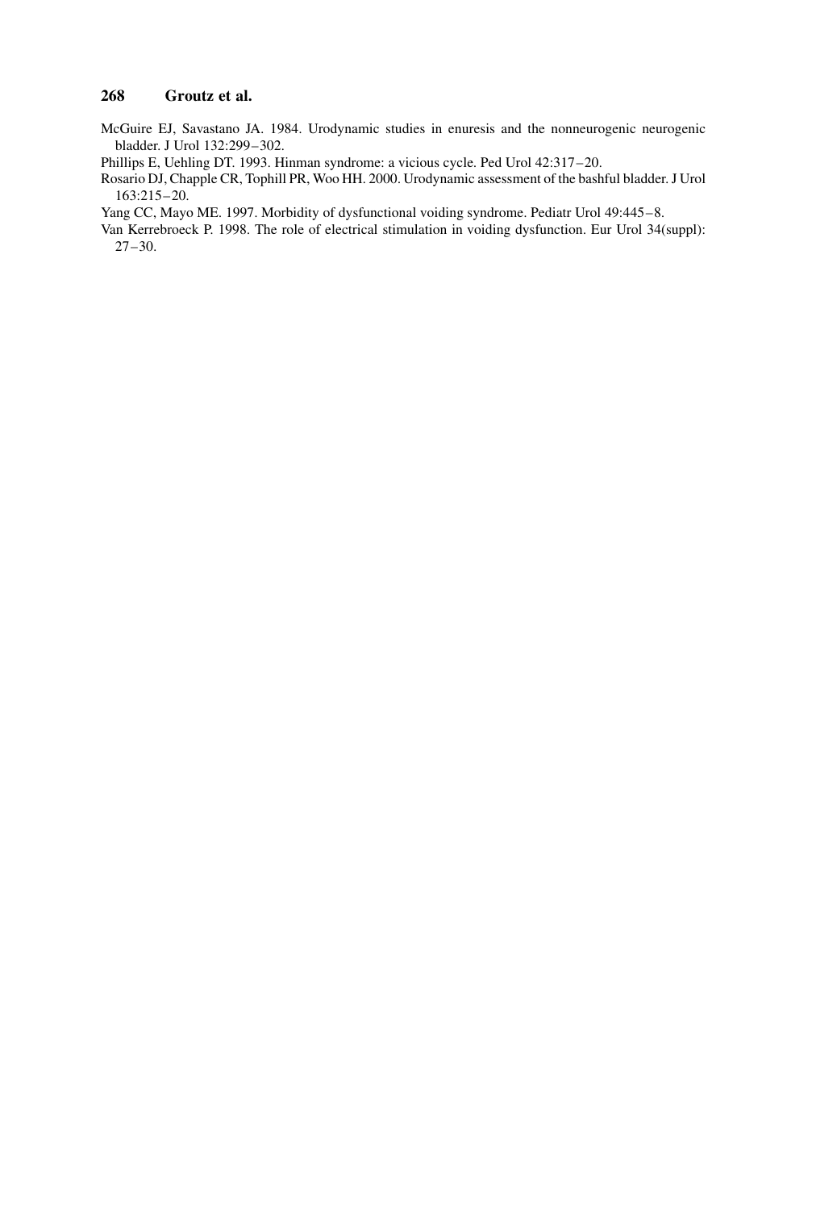McGuire EJ, Savastano JA. 1984. Urodynamic studies in enuresis and the nonneurogenic neurogenic bladder. J Urol 132:299–302.

Phillips E, Uehling DT. 1993. Hinman syndrome: a vicious cycle. Ped Urol 42:317–20.

Rosario DJ, Chapple CR, Tophill PR, Woo HH. 2000. Urodynamic assessment of the bashful bladder. J Urol 163:215–20.

Yang CC, Mayo ME. 1997. Morbidity of dysfunctional voiding syndrome. Pediatr Urol 49:445–8.

Van Kerrebroeck P. 1998. The role of electrical stimulation in voiding dysfunction. Eur Urol 34(suppl): 27–30.